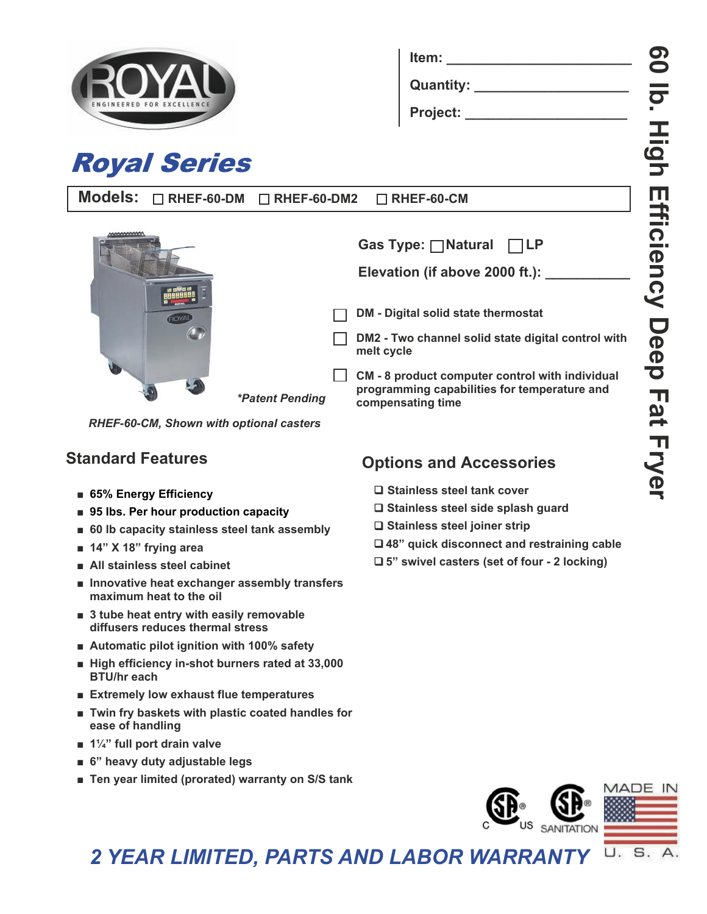ROYAL
ENGINEERED FOR EXCELLENCE

Item: ______________________

Quantity: ___________________

Project: ____________________

# 60 lb. High Efficiency Deep Fat Fryer

## Royal Series

**Models:** ☐ RHEF-60-DM ☐ RHEF-60-DM2 ☐ RHEF-60-CM

*\*Patent Pending*

*RHEF-60-CM, Shown with optional casters*

Gas Type: ☐ Natural ☐ LP

Elevation (if above 2000 ft.): __________

- ☐ **DM - Digital solid state thermostat**
- ☐ **DM2 - Two channel solid state digital control with melt cycle**
- ☐ **CM - 8 product computer control with individual programming capabilities for temperature and compensating time**

## Standard Features

- 65% Energy Efficiency
- 95 lbs. Per hour production capacity
- 60 lb capacity stainless steel tank assembly
- 14" X 18" frying area
- All stainless steel cabinet
- Innovative heat exchanger assembly transfers maximum heat to the oil
- 3 tube heat entry with easily removable diffusers reduces thermal stress
- Automatic pilot ignition with 100% safety
- High efficiency in-shot burners rated at 33,000 BTU/hr each
- Extremely low exhaust flue temperatures
- Twin fry baskets with plastic coated handles for ease of handling
- 1¼" full port drain valve
- 6" heavy duty adjustable legs
- Ten year limited (prorated) warranty on S/S tank

## Options and Accessories

- ❑ Stainless steel tank cover
- ❑ Stainless steel side splash guard
- ❑ Stainless steel joiner strip
- ❑ 48" quick disconnect and restraining cable
- ❑ 5" swivel casters (set of four - 2 locking)

C US SANITATION MADE IN U. S. A.

## *2 YEAR LIMITED, PARTS AND LABOR WARRANTY*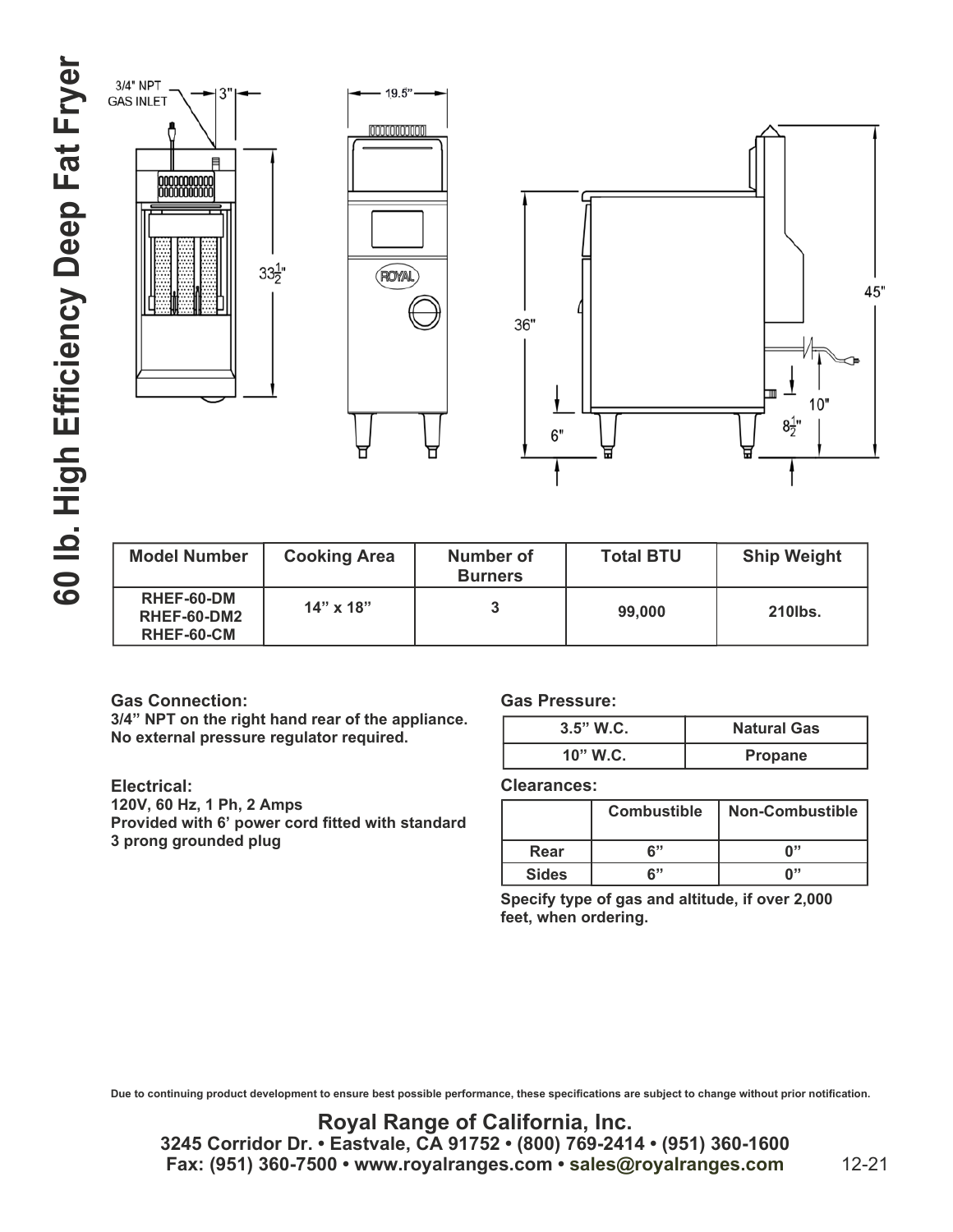# 60 lb. High Efficiency Deep Fat Fryer

3/4" NPT GAS INLET

3"

33½"

19.5"

ROYAL

36"

45"

6"

10"

8½"

| Model Number | Cooking Area | Number of Burners | Total BTU | Ship Weight |
|---|---|---|---|---|
| RHEF-60-DM<br>RHEF-60-DM2<br>RHEF-60-CM | 14" x 18" | 3 | 99,000 | 210lbs. |

**Gas Connection:**
**3/4" NPT on the right hand rear of the appliance. No external pressure regulator required.**

**Electrical:**
**120V, 60 Hz, 1 Ph, 2 Amps**
**Provided with 6' power cord fitted with standard 3 prong grounded plug**

**Gas Pressure:**

| | |
|---|---|
| 3.5" W.C. | Natural Gas |
| 10" W.C. | Propane |

**Clearances:**

| | Combustible | Non-Combustible |
|---|---|---|
| Rear | 6" | 0" |
| Sides | 6" | 0" |

**Specify type of gas and altitude, if over 2,000 feet, when ordering.**

**Due to continuing product development to ensure best possible performance, these specifications are subject to change without prior notification.**

**Royal Range of California, Inc.**
**3245 Corridor Dr. • Eastvale, CA 91752 • (800) 769-2414 • (951) 360-1600**
**Fax: (951) 360-7500 • www.royalranges.com • sales@royalranges.com**

12-21